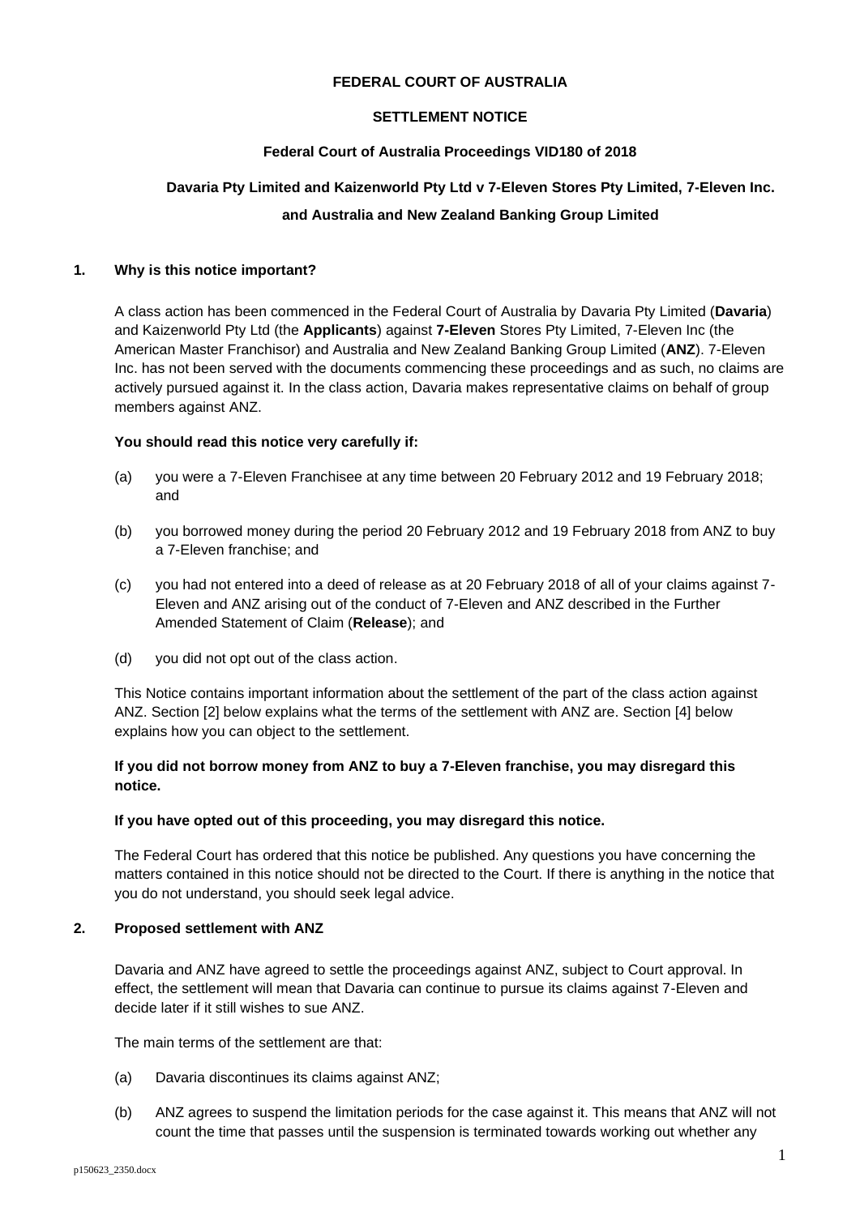**FEDERAL COURT OF AUSTRALIA**

**SETTLEMENT NOTICE**

**Federal Court of Australia Proceedings VID180 of 2018**

**Davaria Pty Limited and Kaizenworld Pty Ltd v 7-Eleven Stores Pty Limited, 7-Eleven Inc. and Australia and New Zealand Banking Group Limited**

## 1. Why is this notice important?

A class action has been commenced in the Federal Court of Australia by Davaria Pty Limited (**Davaria**) and Kaizenworld Pty Ltd (the **Applicants**) against **7-Eleven** Stores Pty Limited, 7-Eleven Inc (the American Master Franchisor) and Australia and New Zealand Banking Group Limited (**ANZ**). 7-Eleven Inc. has not been served with the documents commencing these proceedings and as such, no claims are actively pursued against it. In the class action, Davaria makes representative claims on behalf of group members against ANZ.

**You should read this notice very carefully if:**

(a) you were a 7-Eleven Franchisee at any time between 20 February 2012 and 19 February 2018; and

(b) you borrowed money during the period 20 February 2012 and 19 February 2018 from ANZ to buy a 7-Eleven franchise; and

(c) you had not entered into a deed of release as at 20 February 2018 of all of your claims against 7-Eleven and ANZ arising out of the conduct of 7-Eleven and ANZ described in the Further Amended Statement of Claim (**Release**); and

(d) you did not opt out of the class action.

This Notice contains important information about the settlement of the part of the class action against ANZ. Section [2] below explains what the terms of the settlement with ANZ are. Section [4] below explains how you can object to the settlement.

**If you did not borrow money from ANZ to buy a 7-Eleven franchise, you may disregard this notice.**

**If you have opted out of this proceeding, you may disregard this notice.**

The Federal Court has ordered that this notice be published. Any questions you have concerning the matters contained in this notice should not be directed to the Court. If there is anything in the notice that you do not understand, you should seek legal advice.

## 2. Proposed settlement with ANZ

Davaria and ANZ have agreed to settle the proceedings against ANZ, subject to Court approval. In effect, the settlement will mean that Davaria can continue to pursue its claims against 7-Eleven and decide later if it still wishes to sue ANZ.

The main terms of the settlement are that:

(a) Davaria discontinues its claims against ANZ;

(b) ANZ agrees to suspend the limitation periods for the case against it. This means that ANZ will not count the time that passes until the suspension is terminated towards working out whether any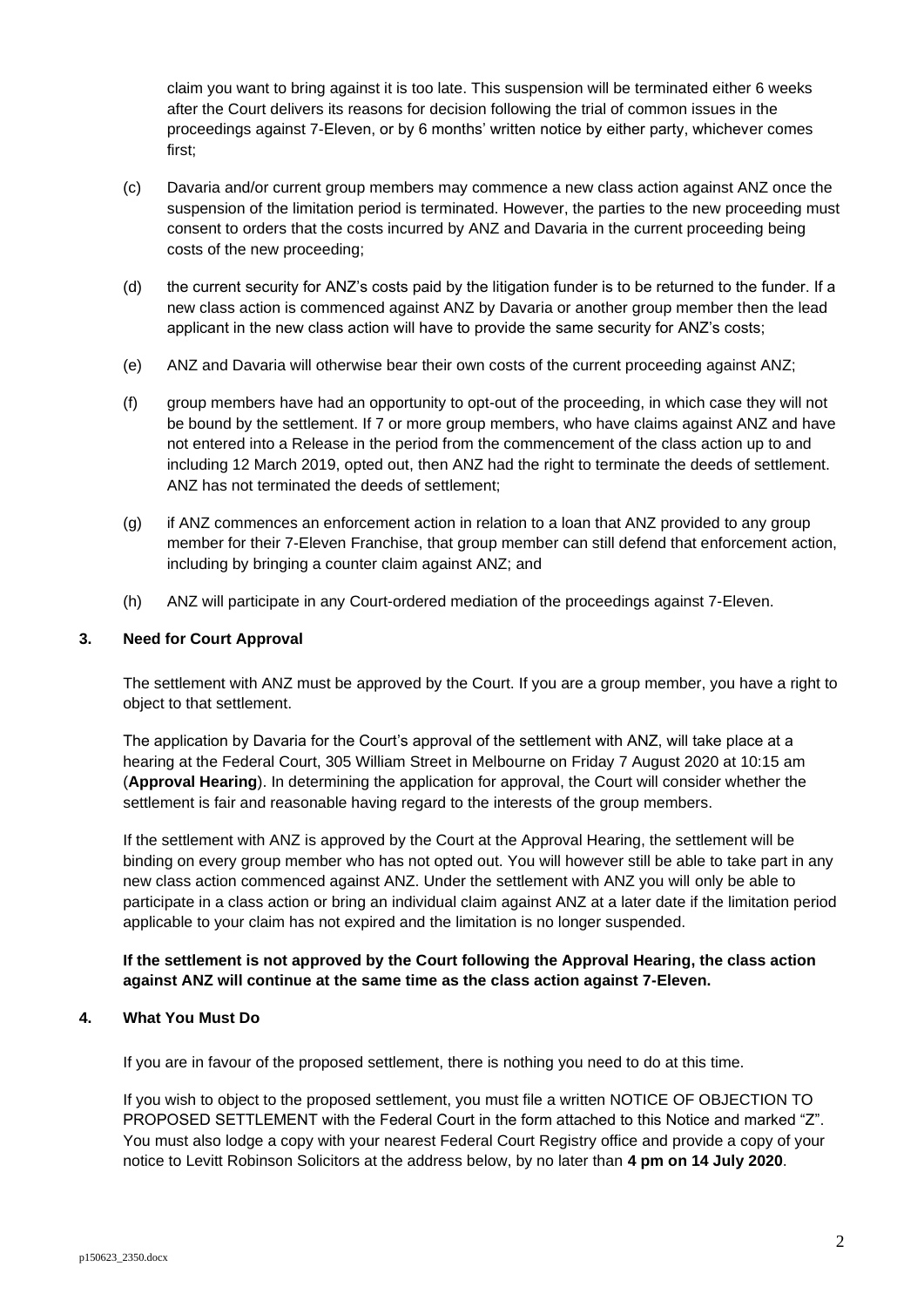claim you want to bring against it is too late. This suspension will be terminated either 6 weeks after the Court delivers its reasons for decision following the trial of common issues in the proceedings against 7-Eleven, or by 6 months' written notice by either party, whichever comes first;

(c) Davaria and/or current group members may commence a new class action against ANZ once the suspension of the limitation period is terminated. However, the parties to the new proceeding must consent to orders that the costs incurred by ANZ and Davaria in the current proceeding being costs of the new proceeding;

(d) the current security for ANZ's costs paid by the litigation funder is to be returned to the funder. If a new class action is commenced against ANZ by Davaria or another group member then the lead applicant in the new class action will have to provide the same security for ANZ's costs;

(e) ANZ and Davaria will otherwise bear their own costs of the current proceeding against ANZ;

(f) group members have had an opportunity to opt-out of the proceeding, in which case they will not be bound by the settlement. If 7 or more group members, who have claims against ANZ and have not entered into a Release in the period from the commencement of the class action up to and including 12 March 2019, opted out, then ANZ had the right to terminate the deeds of settlement. ANZ has not terminated the deeds of settlement;

(g) if ANZ commences an enforcement action in relation to a loan that ANZ provided to any group member for their 7-Eleven Franchise, that group member can still defend that enforcement action, including by bringing a counter claim against ANZ; and

(h) ANZ will participate in any Court-ordered mediation of the proceedings against 7-Eleven.

## 3. Need for Court Approval

The settlement with ANZ must be approved by the Court. If you are a group member, you have a right to object to that settlement.

The application by Davaria for the Court's approval of the settlement with ANZ, will take place at a hearing at the Federal Court, 305 William Street in Melbourne on Friday 7 August 2020 at 10:15 am (**Approval Hearing**). In determining the application for approval, the Court will consider whether the settlement is fair and reasonable having regard to the interests of the group members.

If the settlement with ANZ is approved by the Court at the Approval Hearing, the settlement will be binding on every group member who has not opted out. You will however still be able to take part in any new class action commenced against ANZ. Under the settlement with ANZ you will only be able to participate in a class action or bring an individual claim against ANZ at a later date if the limitation period applicable to your claim has not expired and the limitation is no longer suspended.

**If the settlement is not approved by the Court following the Approval Hearing, the class action against ANZ will continue at the same time as the class action against 7-Eleven.**

## 4. What You Must Do

If you are in favour of the proposed settlement, there is nothing you need to do at this time.

If you wish to object to the proposed settlement, you must file a written NOTICE OF OBJECTION TO PROPOSED SETTLEMENT with the Federal Court in the form attached to this Notice and marked "Z". You must also lodge a copy with your nearest Federal Court Registry office and provide a copy of your notice to Levitt Robinson Solicitors at the address below, by no later than **4 pm on 14 July 2020**.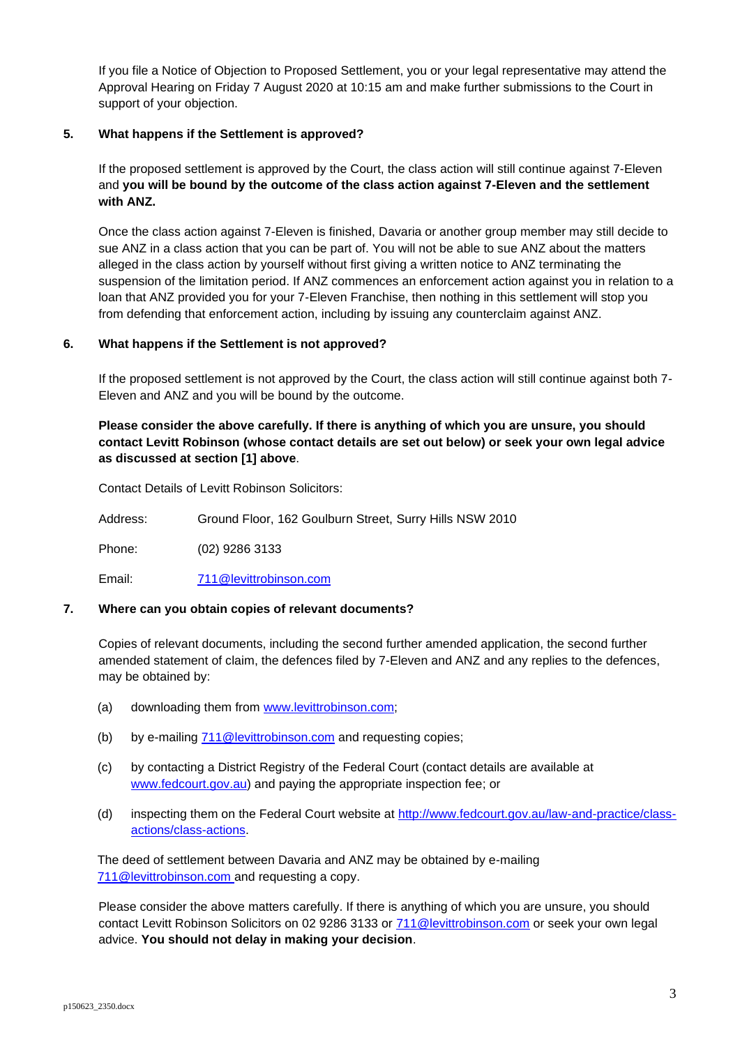If you file a Notice of Objection to Proposed Settlement, you or your legal representative may attend the Approval Hearing on Friday 7 August 2020 at 10:15 am and make further submissions to the Court in support of your objection.

## 5. What happens if the Settlement is approved?

If the proposed settlement is approved by the Court, the class action will still continue against 7-Eleven and **you will be bound by the outcome of the class action against 7-Eleven and the settlement with ANZ.**

Once the class action against 7-Eleven is finished, Davaria or another group member may still decide to sue ANZ in a class action that you can be part of. You will not be able to sue ANZ about the matters alleged in the class action by yourself without first giving a written notice to ANZ terminating the suspension of the limitation period. If ANZ commences an enforcement action against you in relation to a loan that ANZ provided you for your 7-Eleven Franchise, then nothing in this settlement will stop you from defending that enforcement action, including by issuing any counterclaim against ANZ.

## 6. What happens if the Settlement is not approved?

If the proposed settlement is not approved by the Court, the class action will still continue against both 7-Eleven and ANZ and you will be bound by the outcome.

**Please consider the above carefully. If there is anything of which you are unsure, you should contact Levitt Robinson (whose contact details are set out below) or seek your own legal advice as discussed at section [1] above**.

Contact Details of Levitt Robinson Solicitors:

Address: Ground Floor, 162 Goulburn Street, Surry Hills NSW 2010

Phone: (02) 9286 3133

Email: 711@levittrobinson.com

## 7. Where can you obtain copies of relevant documents?

Copies of relevant documents, including the second further amended application, the second further amended statement of claim, the defences filed by 7-Eleven and ANZ and any replies to the defences, may be obtained by:

(a) downloading them from www.levittrobinson.com;

(b) by e-mailing 711@levittrobinson.com and requesting copies;

(c) by contacting a District Registry of the Federal Court (contact details are available at www.fedcourt.gov.au) and paying the appropriate inspection fee; or

(d) inspecting them on the Federal Court website at http://www.fedcourt.gov.au/law-and-practice/class-actions/class-actions.

The deed of settlement between Davaria and ANZ may be obtained by e-mailing 711@levittrobinson.com and requesting a copy.

Please consider the above matters carefully. If there is anything of which you are unsure, you should contact Levitt Robinson Solicitors on 02 9286 3133 or 711@levittrobinson.com or seek your own legal advice. **You should not delay in making your decision**.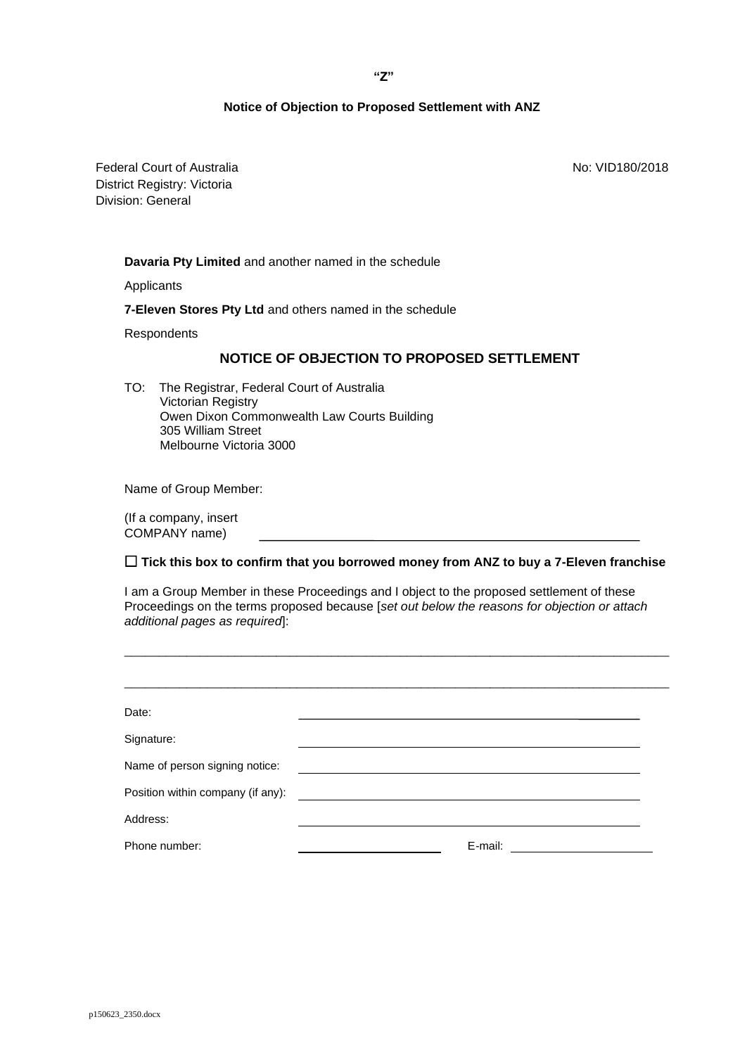"Z"

**Notice of Objection to Proposed Settlement with ANZ**

Federal Court of Australia
District Registry: Victoria
Division: General

No: VID180/2018

**Davaria Pty Limited** and another named in the schedule

Applicants

**7-Eleven Stores Pty Ltd** and others named in the schedule

Respondents

## NOTICE OF OBJECTION TO PROPOSED SETTLEMENT

TO: The Registrar, Federal Court of Australia
Victorian Registry
Owen Dixon Commonwealth Law Courts Building
305 William Street
Melbourne Victoria 3000

Name of Group Member:

(If a company, insert COMPANY name) ______________________________

☐ **Tick this box to confirm that you borrowed money from ANZ to buy a 7-Eleven franchise**

I am a Group Member in these Proceedings and I object to the proposed settlement of these Proceedings on the terms proposed because [*set out below the reasons for objection or attach additional pages as required*]:

______________________________________________________________________

______________________________________________________________________

| | |
|---|---|
| Date: | ______________________________ |
| Signature: | ______________________________ |
| Name of person signing notice: | ______________________________ |
| Position within company (if any): | ______________________________ |
| Address: | ______________________________ |
| Phone number: | ______________ E-mail: ______________ |